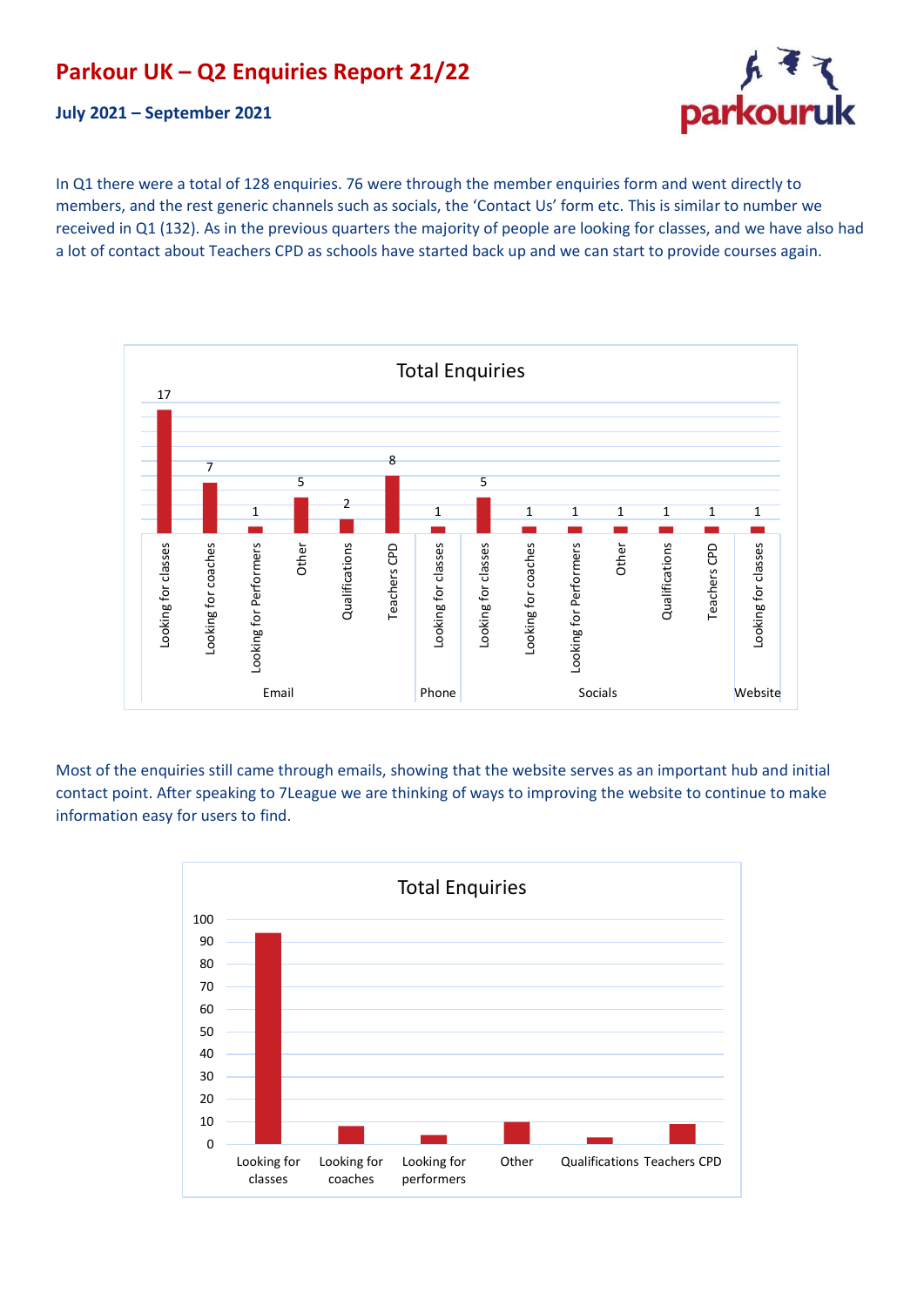# Parkour UK – Q2 Enquiries Report 21/22

**July 2021 – September 2021**

In Q1 there were a total of 128 enquiries. 76 were through the member enquiries form and went directly to members, and the rest generic channels such as socials, the 'Contact Us' form etc. This is similar to number we received in Q1 (132). As in the previous quarters the majority of people are looking for classes, and we have also had a lot of contact about Teachers CPD as schools have started back up and we can start to provide courses again.

**Total Enquiries**

| Channel | Category | Count |
|---|---|---|
| Email | Looking for classes | 17 |
| Email | Looking for coaches | 7 |
| Email | Looking for Performers | 1 |
| Email | Other | 5 |
| Email | Qualifications | 2 |
| Email | Teachers CPD | 8 |
| Phone | Looking for classes | 1 |
| Socials | Looking for classes | 5 |
| Socials | Looking for coaches | 1 |
| Socials | Looking for Performers | 1 |
| Socials | Other | 1 |
| Socials | Qualifications | 1 |
| Socials | Teachers CPD | 1 |
| Website | Looking for classes | 1 |

Most of the enquiries still came through emails, showing that the website serves as an important hub and initial contact point. After speaking to 7League we are thinking of ways to improving the website to continue to make information easy for users to find.

**Total Enquiries**

| Category | Approximate count |
|---|---|
| Looking for classes | ~94 |
| Looking for coaches | ~8 |
| Looking for performers | ~4 |
| Other | ~10 |
| Qualifications | ~3 |
| Teachers CPD | ~9 |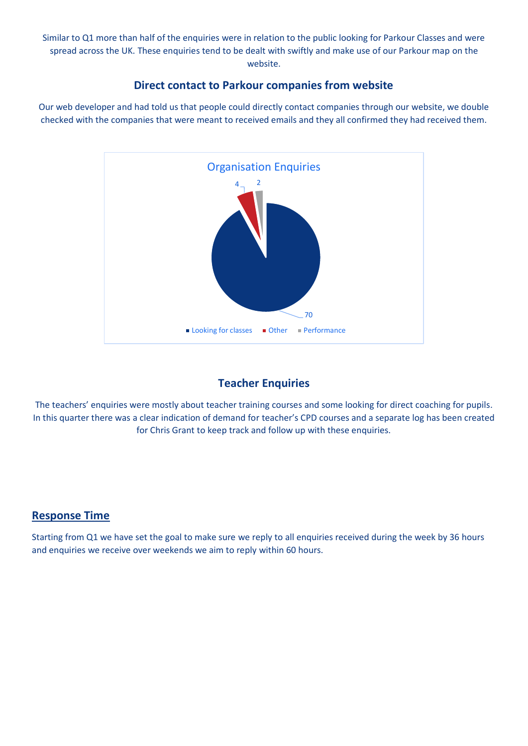Similar to Q1 more than half of the enquiries were in relation to the public looking for Parkour Classes and were spread across the UK. These enquiries tend to be dealt with swiftly and make use of our Parkour map on the website.

### Direct contact to Parkour companies from website

Our web developer and had told us that people could directly contact companies through our website, we double checked with the companies that were meant to received emails and they all confirmed they had received them.

Organisation Enquiries

4

2

70

Looking for classes
Other
Performance

### Teacher Enquiries

The teachers' enquiries were mostly about teacher training courses and some looking for direct coaching for pupils. In this quarter there was a clear indication of demand for teacher's CPD courses and a separate log has been created for Chris Grant to keep track and follow up with these enquiries.

## Response Time

Starting from Q1 we have set the goal to make sure we reply to all enquiries received during the week by 36 hours and enquiries we receive over weekends we aim to reply within 60 hours.